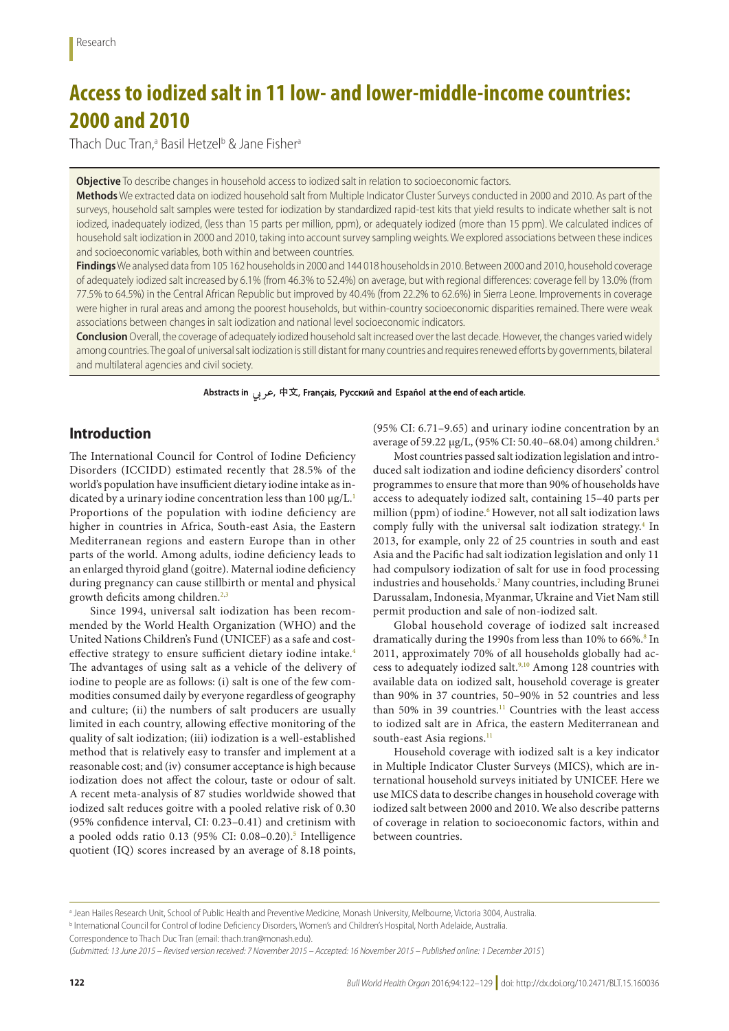Research

# Access to iodized salt in 11 low- and lower-middle-income countries: 2000 and 2010

Thach Duc Tran,[a] Basil Hetzel[b] & Jane Fisher[a]

**Objective** To describe changes in household access to iodized salt in relation to socioeconomic factors.

**Methods** We extracted data on iodized household salt from Multiple Indicator Cluster Surveys conducted in 2000 and 2010. As part of the surveys, household salt samples were tested for iodization by standardized rapid-test kits that yield results to indicate whether salt is not iodized, inadequately iodized, (less than 15 parts per million, ppm), or adequately iodized (more than 15 ppm). We calculated indices of household salt iodization in 2000 and 2010, taking into account survey sampling weights. We explored associations between these indices and socioeconomic variables, both within and between countries.

**Findings** We analysed data from 105 162 households in 2000 and 144 018 households in 2010. Between 2000 and 2010, household coverage of adequately iodized salt increased by 6.1% (from 46.3% to 52.4%) on average, but with regional differences: coverage fell by 13.0% (from 77.5% to 64.5%) in the Central African Republic but improved by 40.4% (from 22.2% to 62.6%) in Sierra Leone. Improvements in coverage were higher in rural areas and among the poorest households, but within-country socioeconomic disparities remained. There were weak associations between changes in salt iodization and national level socioeconomic indicators.

**Conclusion** Overall, the coverage of adequately iodized household salt increased over the last decade. However, the changes varied widely among countries. The goal of universal salt iodization is still distant for many countries and requires renewed efforts by governments, bilateral and multilateral agencies and civil society.

**Abstracts in عربي, 中文, Français, Русский and Español at the end of each article.**

## Introduction

The International Council for Control of Iodine Deficiency Disorders (ICCIDD) estimated recently that 28.5% of the world's population have insufficient dietary iodine intake as indicated by a urinary iodine concentration less than 100 µg/L.[1] Proportions of the population with iodine deficiency are higher in countries in Africa, South-east Asia, the Eastern Mediterranean regions and eastern Europe than in other parts of the world. Among adults, iodine deficiency leads to an enlarged thyroid gland (goitre). Maternal iodine deficiency during pregnancy can cause stillbirth or mental and physical growth deficits among children.[2,3]

Since 1994, universal salt iodization has been recommended by the World Health Organization (WHO) and the United Nations Children's Fund (UNICEF) as a safe and cost-effective strategy to ensure sufficient dietary iodine intake.[4] The advantages of using salt as a vehicle of the delivery of iodine to people are as follows: (i) salt is one of the few commodities consumed daily by everyone regardless of geography and culture; (ii) the numbers of salt producers are usually limited in each country, allowing effective monitoring of the quality of salt iodization; (iii) iodization is a well-established method that is relatively easy to transfer and implement at a reasonable cost; and (iv) consumer acceptance is high because iodization does not affect the colour, taste or odour of salt. A recent meta-analysis of 87 studies worldwide showed that iodized salt reduces goitre with a pooled relative risk of 0.30 (95% confidence interval, CI: 0.23–0.41) and cretinism with a pooled odds ratio 0.13 (95% CI: 0.08–0.20).[5] Intelligence quotient (IQ) scores increased by an average of 8.18 points, (95% CI: 6.71–9.65) and urinary iodine concentration by an average of 59.22 µg/L, (95% CI: 50.40–68.04) among children.[5]

Most countries passed salt iodization legislation and introduced salt iodization and iodine deficiency disorders' control programmes to ensure that more than 90% of households have access to adequately iodized salt, containing 15–40 parts per million (ppm) of iodine.[6] However, not all salt iodization laws comply fully with the universal salt iodization strategy.[4] In 2013, for example, only 22 of 25 countries in south and east Asia and the Pacific had salt iodization legislation and only 11 had compulsory iodization of salt for use in food processing industries and households.[7] Many countries, including Brunei Darussalam, Indonesia, Myanmar, Ukraine and Viet Nam still permit production and sale of non-iodized salt.

Global household coverage of iodized salt increased dramatically during the 1990s from less than 10% to 66%.[8] In 2011, approximately 70% of all households globally had access to adequately iodized salt.[9,10] Among 128 countries with available data on iodized salt, household coverage is greater than 90% in 37 countries, 50–90% in 52 countries and less than 50% in 39 countries.[11] Countries with the least access to iodized salt are in Africa, the eastern Mediterranean and south-east Asia regions.[11]

Household coverage with iodized salt is a key indicator in Multiple Indicator Cluster Surveys (MICS), which are international household surveys initiated by UNICEF. Here we use MICS data to describe changes in household coverage with iodized salt between 2000 and 2010. We also describe patterns of coverage in relation to socioeconomic factors, within and between countries.

---

[a] Jean Hailes Research Unit, School of Public Health and Preventive Medicine, Monash University, Melbourne, Victoria 3004, Australia.

[b] International Council for Control of Iodine Deficiency Disorders, Women's and Children's Hospital, North Adelaide, Australia.

Correspondence to Thach Duc Tran (email: thach.tran@monash.edu).

(*Submitted: 13 June 2015 – Revised version received: 7 November 2015 – Accepted: 16 November 2015 – Published online: 1 December 2015*)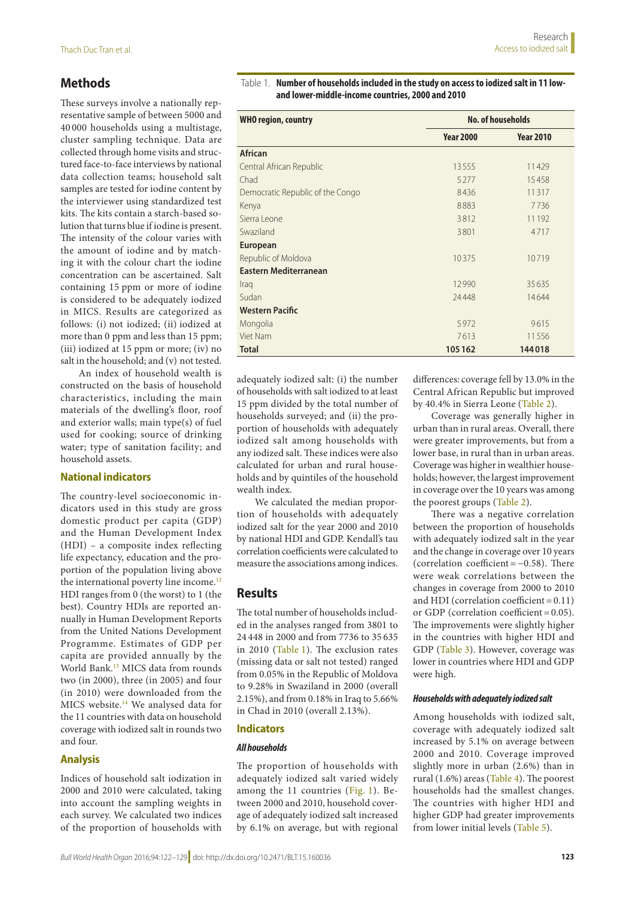## Methods

These surveys involve a nationally representative sample of between 5000 and 40 000 households using a multistage, cluster sampling technique. Data are collected through home visits and structured face-to-face interviews by national data collection teams; household salt samples are tested for iodine content by the interviewer using standardized test kits. The kits contain a starch-based solution that turns blue if iodine is present. The intensity of the colour varies with the amount of iodine and by matching it with the colour chart the iodine concentration can be ascertained. Salt containing 15 ppm or more of iodine is considered to be adequately iodized in MICS. Results are categorized as follows: (i) not iodized; (ii) iodized at more than 0 ppm and less than 15 ppm; (iii) iodized at 15 ppm or more; (iv) no salt in the household; and (v) not tested.

An index of household wealth is constructed on the basis of household characteristics, including the main materials of the dwelling's floor, roof and exterior walls; main type(s) of fuel used for cooking; source of drinking water; type of sanitation facility; and household assets.

### National indicators

The country-level socioeconomic indicators used in this study are gross domestic product per capita (GDP) and the Human Development Index (HDI) – a composite index reflecting life expectancy, education and the proportion of the population living above the international poverty line income.[12] HDI ranges from 0 (the worst) to 1 (the best). Country HDIs are reported annually in Human Development Reports from the United Nations Development Programme. Estimates of GDP per capita are provided annually by the World Bank.[13] MICS data from rounds two (in 2000), three (in 2005) and four (in 2010) were downloaded from the MICS website.[14] We analysed data for the 11 countries with data on household coverage with iodized salt in rounds two and four.

### Analysis

Indices of household salt iodization in 2000 and 2010 were calculated, taking into account the sampling weights in each survey. We calculated two indices of the proportion of households with adequately iodized salt: (i) the number of households with salt iodized to at least 15 ppm divided by the total number of households surveyed; and (ii) the proportion of households with adequately iodized salt among households with any iodized salt. These indices were also calculated for urban and rural households and by quintiles of the household wealth index.

We calculated the median proportion of households with adequately iodized salt for the year 2000 and 2010 by national HDI and GDP. Kendall's tau correlation coefficients were calculated to measure the associations among indices.

Table 1. **Number of households included in the study on access to iodized salt in 11 low- and lower-middle-income countries, 2000 and 2010**

| WHO region, country | No. of households | |
|---|---|---|
| | **Year 2000** | **Year 2010** |
| **African** | | |
| Central African Republic | 13 555 | 11 429 |
| Chad | 5 277 | 15 458 |
| Democratic Republic of the Congo | 8 436 | 11 317 |
| Kenya | 8 883 | 7 736 |
| Sierra Leone | 3 812 | 11 192 |
| Swaziland | 3 801 | 4 717 |
| **European** | | |
| Republic of Moldova | 10 375 | 10 719 |
| **Eastern Mediterranean** | | |
| Iraq | 12 990 | 35 635 |
| Sudan | 24 448 | 14 644 |
| **Western Pacific** | | |
| Mongolia | 5 972 | 9 615 |
| Viet Nam | 7 613 | 11 556 |
| **Total** | **105 162** | **144 018** |

## Results

The total number of households included in the analyses ranged from 3801 to 24 448 in 2000 and from 7736 to 35 635 in 2010 (Table 1). The exclusion rates (missing data or salt not tested) ranged from 0.05% in the Republic of Moldova to 9.28% in Swaziland in 2000 (overall 2.15%), and from 0.18% in Iraq to 5.66% in Chad in 2010 (overall 2.13%).

### Indicators

#### *All households*

The proportion of households with adequately iodized salt varied widely among the 11 countries (Fig. 1). Between 2000 and 2010, household coverage of adequately iodized salt increased by 6.1% on average, but with regional differences: coverage fell by 13.0% in the Central African Republic but improved by 40.4% in Sierra Leone (Table 2).

Coverage was generally higher in urban than in rural areas. Overall, there were greater improvements, but from a lower base, in rural than in urban areas. Coverage was higher in wealthier households; however, the largest improvement in coverage over the 10 years was among the poorest groups (Table 2).

There was a negative correlation between the proportion of households with adequately iodized salt in the year and the change in coverage over 10 years (correlation coefficient = −0.58). There were weak correlations between the changes in coverage from 2000 to 2010 and HDI (correlation coefficient = 0.11) or GDP (correlation coefficient = 0.05). The improvements were slightly higher in the countries with higher HDI and GDP (Table 3). However, coverage was lower in countries where HDI and GDP were high.

#### *Households with adequately iodized salt*

Among households with iodized salt, coverage with adequately iodized salt increased by 5.1% on average between 2000 and 2010. Coverage improved slightly more in urban (2.6%) than in rural (1.6%) areas (Table 4). The poorest households had the smallest changes. The countries with higher HDI and higher GDP had greater improvements from lower initial levels (Table 5).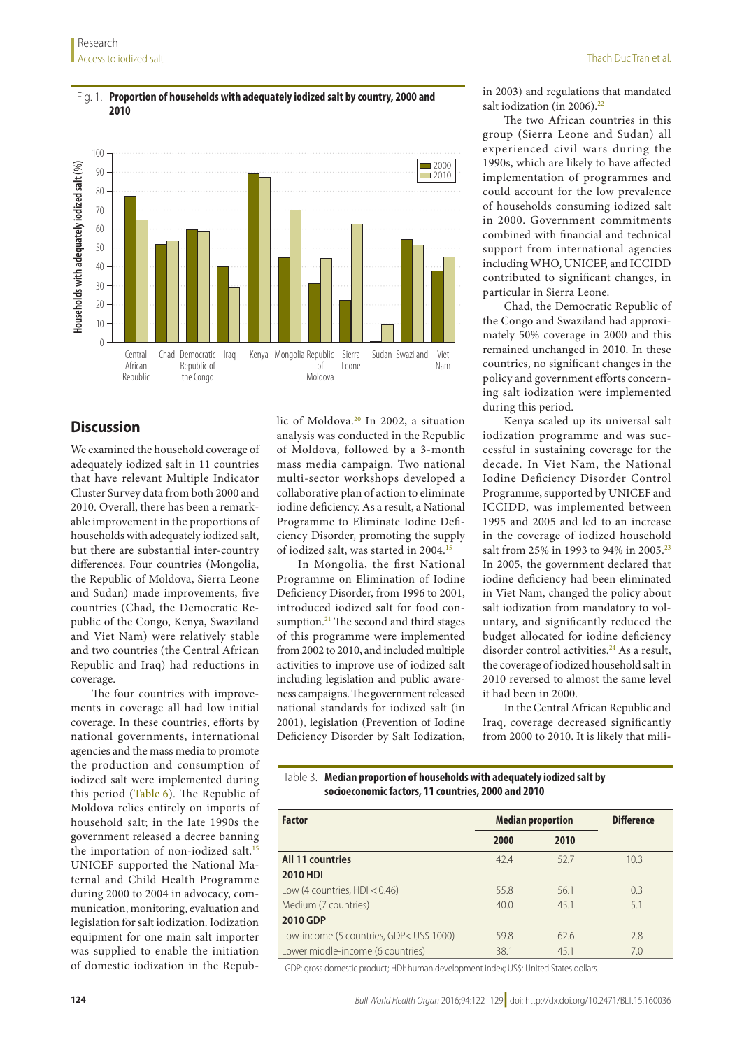Fig. 1. **Proportion of households with adequately iodized salt by country, 2000 and 2010**

## Discussion

We examined the household coverage of adequately iodized salt in 11 countries that have relevant Multiple Indicator Cluster Survey data from both 2000 and 2010. Overall, there has been a remarkable improvement in the proportions of households with adequately iodized salt, but there are substantial inter-country differences. Four countries (Mongolia, the Republic of Moldova, Sierra Leone and Sudan) made improvements, five countries (Chad, the Democratic Republic of the Congo, Kenya, Swaziland and Viet Nam) were relatively stable and two countries (the Central African Republic and Iraq) had reductions in coverage.

The four countries with improvements in coverage all had low initial coverage. In these countries, efforts by national governments, international agencies and the mass media to promote the production and consumption of iodized salt were implemented during this period (Table 6). The Republic of Moldova relies entirely on imports of household salt; in the late 1990s the government released a decree banning the importation of non-iodized salt.[15] UNICEF supported the National Maternal and Child Health Programme during 2000 to 2004 in advocacy, communication, monitoring, evaluation and legislation for salt iodization. Iodization equipment for one main salt importer was supplied to enable the initiation of domestic iodization in the Republic of Moldova.[20] In 2002, a situation analysis was conducted in the Republic of Moldova, followed by a 3-month mass media campaign. Two national multi-sector workshops developed a collaborative plan of action to eliminate iodine deficiency. As a result, a National Programme to Eliminate Iodine Deficiency Disorder, promoting the supply of iodized salt, was started in 2004.[15]

In Mongolia, the first National Programme on Elimination of Iodine Deficiency Disorder, from 1996 to 2001, introduced iodized salt for food consumption.[21] The second and third stages of this programme were implemented from 2002 to 2010, and included multiple activities to improve use of iodized salt including legislation and public awareness campaigns. The government released national standards for iodized salt (in 2001), legislation (Prevention of Iodine Deficiency Disorder by Salt Iodization, in 2003) and regulations that mandated salt iodization (in 2006).[22]

The two African countries in this group (Sierra Leone and Sudan) all experienced civil wars during the 1990s, which are likely to have affected implementation of programmes and could account for the low prevalence of households consuming iodized salt in 2000. Government commitments combined with financial and technical support from international agencies including WHO, UNICEF, and ICCIDD contributed to significant changes, in particular in Sierra Leone.

Chad, the Democratic Republic of the Congo and Swaziland had approximately 50% coverage in 2000 and this remained unchanged in 2010. In these countries, no significant changes in the policy and government efforts concerning salt iodization were implemented during this period.

Kenya scaled up its universal salt iodization programme and was successful in sustaining coverage for the decade. In Viet Nam, the National Iodine Deficiency Disorder Control Programme, supported by UNICEF and ICCIDD, was implemented between 1995 and 2005 and led to an increase in the coverage of iodized household salt from 25% in 1993 to 94% in 2005.[23] In 2005, the government declared that iodine deficiency had been eliminated in Viet Nam, changed the policy about salt iodization from mandatory to voluntary, and significantly reduced the budget allocated for iodine deficiency disorder control activities.[24] As a result, the coverage of iodized household salt in 2010 reversed to almost the same level it had been in 2000.

In the Central African Republic and Iraq, coverage decreased significantly from 2000 to 2010. It is likely that mili-

Table 3. **Median proportion of households with adequately iodized salt by socioeconomic factors, 11 countries, 2000 and 2010**

| Factor | Median proportion | | Difference |
|---|---|---|---|
| | 2000 | 2010 | |
| **All 11 countries** | 42.4 | 52.7 | 10.3 |
| **2010 HDI** | | | |
| Low (4 countries, HDI < 0.46) | 55.8 | 56.1 | 0.3 |
| Medium (7 countries) | 40.0 | 45.1 | 5.1 |
| **2010 GDP** | | | |
| Low-income (5 countries, GDP < US$ 1000) | 59.8 | 62.6 | 2.8 |
| Lower middle-income (6 countries) | 38.1 | 45.1 | 7.0 |

GDP: gross domestic product; HDI: human development index; US$: United States dollars.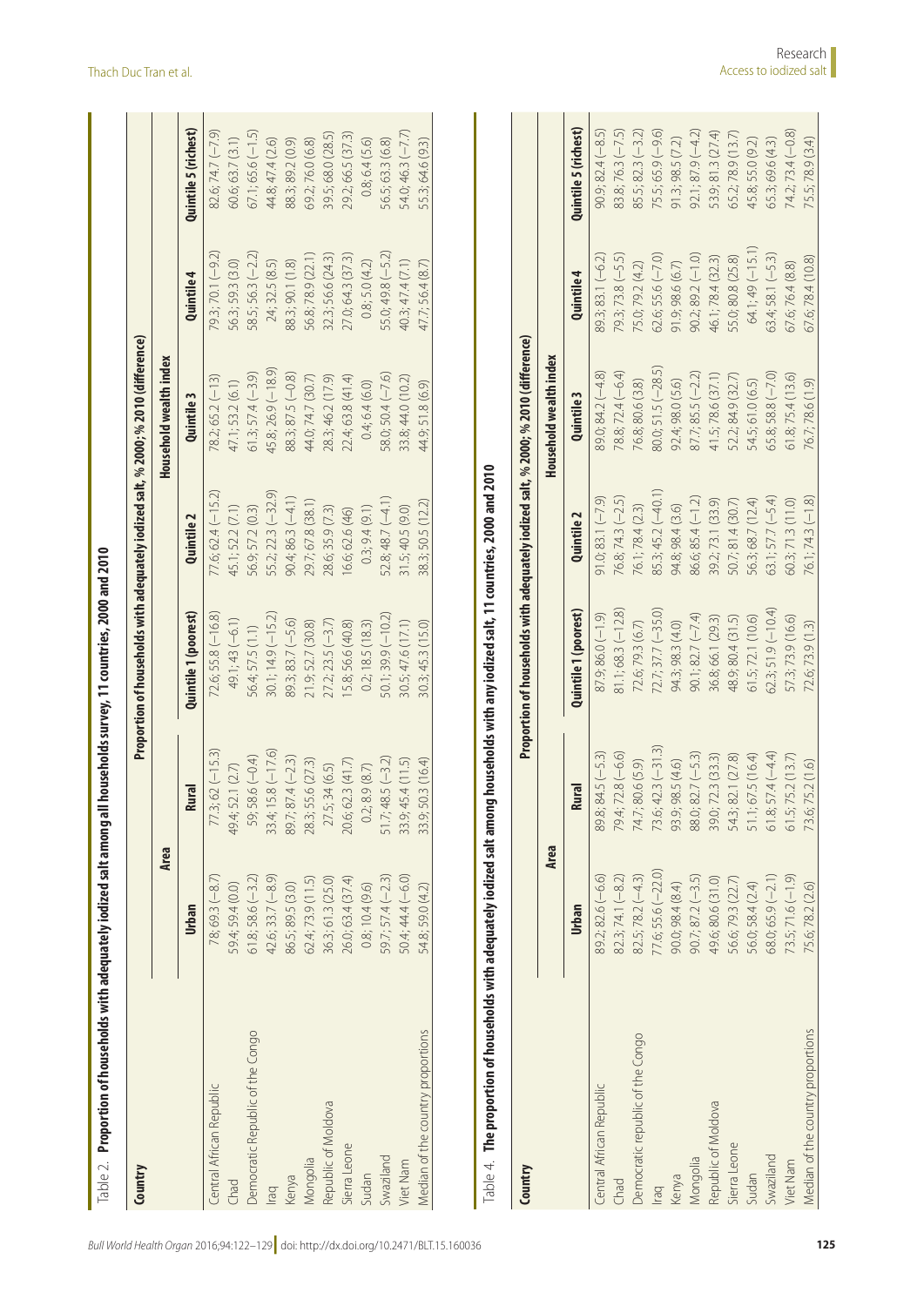Table 2. **Proportion of households with adequately iodized salt among all households survey, 11 countries, 2000 and 2010**

| Country | Proportion of households with adequately iodized salt, % 2000; % 2010 (difference) | | | | | | |
|---|---|---|---|---|---|---|---|
| | Area | | Household wealth index | | | | |
| | Urban | Rural | Quintile 1 (poorest) | Quintile 2 | Quintile 3 | Quintile 4 | Quintile 5 (richest) |
| Central African Republic | 78; 69.3 (−8.7) | 77.3; 62 (−15.3) | 72.6; 55.8 (−16.8) | 77.6; 62.4 (−15.2) | 78.2; 65.2 (−13) | 79.3; 70.1 (−9.2) | 82.6; 74.7 (−7.9) |
| Chad | 59.4; 59.4 (0.0) | 49.4; 52.1 (2.7) | 49.1; 43 (−6.1) | 45.1; 52.2 (7.1) | 47.1; 53.2 (6.1) | 56.3; 59.3 (3.0) | 60.6; 63.7 (3.1) |
| Democratic Republic of the Congo | 61.8; 58.6 (−3.2) | 59; 58.6 (−0.4) | 56.4; 57.5 (1.1) | 56.9; 57.2 (0.3) | 61.3; 57.4 (−3.9) | 58.5; 56.3 (−2.2) | 67.1; 65.6 (−1.5) |
| Iraq | 42.6; 33.7 (−8.9) | 33.4; 15.8 (−17.6) | 30.1; 14.9 (−15.2) | 55.2; 22.3 (−32.9) | 45.8; 26.9 (−18.9) | 24; 32.5 (8.5) | 44.8; 47.4 (2.6) |
| Kenya | 86.5; 89.5 (3.0) | 89.7; 87.4 (−2.3) | 89.3; 83.7 (−5.6) | 90.4; 86.3 (−4.1) | 88.3; 87.5 (−0.8) | 88.3; 90.1 (1.8) | 88.3; 89.2 (0.9) |
| Mongolia | 62.4; 73.9 (11.5) | 28.3; 55.6 (27.3) | 21.9; 52.7 (30.8) | 29.7; 67.8 (38.1) | 44.0; 74.7 (30.7) | 56.8; 78.9 (22.1) | 69.2; 76.0 (6.8) |
| Republic of Moldova | 36.3; 61.3 (25.0) | 27.5; 34 (6.5) | 27.2; 23.5 (−3.7) | 28.6; 35.9 (7.3) | 28.3; 46.2 (17.9) | 32.3; 56.6 (24.3) | 39.5; 68.0 (28.5) |
| Sierra Leone | 26.0; 63.4 (37.4) | 20.6; 62.3 (41.7) | 15.8; 56.6 (40.8) | 16.6; 62.6 (46) | 22.4; 63.8 (41.4) | 27.0; 64.3 (37.3) | 29.2; 66.5 (37.3) |
| Sudan | 0.8; 10.4 (9.6) | 0.2; 8.9 (8.7) | 0.2; 18.5 (18.3) | 0.3; 9.4 (9.1) | 0.4; 6.4 (6.0) | 0.8; 5.0 (4.2) | 0.8; 6.4 (5.6) |
| Swaziland | 59.7; 57.4 (−2.3) | 51.7; 48.5 (−3.2) | 50.1; 39.9 (−10.2) | 52.8; 48.7 (−4.1) | 58.0; 50.4 (−7.6) | 55.0; 49.8 (−5.2) | 56.5; 63.3 (6.8) |
| Viet Nam | 50.4; 44.4 (−6.0) | 33.9; 45.4 (11.5) | 30.5; 47.6 (17.1) | 31.5; 40.5 (9.0) | 33.8; 44.0 (10.2) | 40.3; 47.4 (7.1) | 54.0; 46.3 (−7.7) |
| Median of the country proportions | 54.8; 59.0 (4.2) | 33.9; 50.3 (16.4) | 30.3; 45.3 (15.0) | 38.3; 50.5 (12.2) | 44.9; 51.8 (6.9) | 47.7; 56.4 (8.7) | 55.3; 64.6 (9.3) |

Table 4. **The proportion of households with adequately iodized salt among households with any iodized salt, 11 countries, 2000 and 2010**

| Country | Proportion of households with adequately iodized salt, % 2000; % 2010 (difference) | | | | | | |
|---|---|---|---|---|---|---|---|
| | Area | | Household wealth index | | | | |
| | Urban | Rural | Quintile 1 (poorest) | Quintile 2 | Quintile 3 | Quintile 4 | Quintile 5 (richest) |
| Central African Republic | 89.2; 82.6 (−6.6) | 89.8; 84.5 (−5.3) | 87.9; 86.0 (−1.9) | 91.0; 83.1 (−7.9) | 89.0; 84.2 (−4.8) | 89.3; 83.1 (−6.2) | 90.9; 82.4 (−8.5) |
| Chad | 82.3; 74.1 (−8.2) | 79.4; 72.8 (−6.6) | 81.1; 68.3 (−12.8) | 76.8; 74.3 (−2.5) | 78.8; 72.4 (−6.4) | 79.3; 73.8 (−5.5) | 83.8; 76.3 (−7.5) |
| Democratic republic of the Congo | 82.5; 78.2 (−4.3) | 74.7; 80.6 (5.9) | 72.6; 79.3 (6.7) | 76.1; 78.4 (2.3) | 76.8; 80.6 (3.8) | 75.0; 79.2 (4.2) | 85.5; 82.3 (−3.2) |
| Iraq | 77.6; 55.6 (−22.0) | 73.6; 42.3 (−31.3) | 72.7; 37.7 (−35.0) | 85.3; 45.2 (−40.1) | 80.0; 51.5 (−28.5) | 62.6; 55.6 (−7.0) | 75.5; 65.9 (−9.6) |
| Kenya | 90.0; 98.4 (8.4) | 93.9; 98.5 (4.6) | 94.3; 98.3 (4.0) | 94.8; 98.4 (3.6) | 92.4; 98.0 (5.6) | 91.9; 98.6 (6.7) | 91.3; 98.5 (7.2) |
| Mongolia | 90.7; 87.2 (−3.5) | 88.0; 82.7 (−5.3) | 90.1; 82.7 (−7.4) | 86.6; 85.4 (−1.2) | 87.7; 85.5 (−2.2) | 90.2; 89.2 (−1.0) | 92.1; 87.9 (−4.2) |
| Republic of Moldova | 49.6; 80.6 (31.0) | 39.0; 72.3 (33.3) | 36.8; 66.1 (29.3) | 39.2; 73.1 (33.9) | 41.5; 78.6 (37.1) | 46.1; 78.4 (32.3) | 53.9; 81.3 (27.4) |
| Sierra Leone | 56.6; 79.3 (22.7) | 54.3; 82.1 (27.8) | 48.9; 80.4 (31.5) | 50.7; 81.4 (30.7) | 52.2; 84.9 (32.7) | 55.0; 80.8 (25.8) | 65.2; 78.9 (13.7) |
| Sudan | 56.0; 58.4 (2.4) | 51.1; 67.5 (16.4) | 61.5; 72.1 (10.6) | 56.3; 68.7 (12.4) | 54.5; 61.0 (6.5) | 64.1; 49 (−15.1) | 45.8; 55.0 (9.2) |
| Swaziland | 68.0; 65.9 (−2.1) | 61.8; 57.4 (−4.4) | 62.3; 51.9 (−10.4) | 63.1; 57.7 (−5.4) | 65.8; 58.8 (−7.0) | 63.4; 58.1 (−5.3) | 65.3; 69.6 (4.3) |
| Viet Nam | 73.5; 71.6 (−1.9) | 61.5; 75.2 (13.7) | 57.3; 73.9 (16.6) | 60.3; 71.3 (11.0) | 61.8; 75.4 (13.6) | 67.6; 76.4 (8.8) | 74.2; 73.4 (−0.8) |
| Median of the country proportions | 75.6; 78.2 (2.6) | 73.6; 75.2 (1.6) | 72.6; 73.9 (1.3) | 76.1; 74.3 (−1.8) | 76.7; 78.6 (1.9) | 67.6; 78.4 (10.8) | 75.5; 78.9 (3.4) |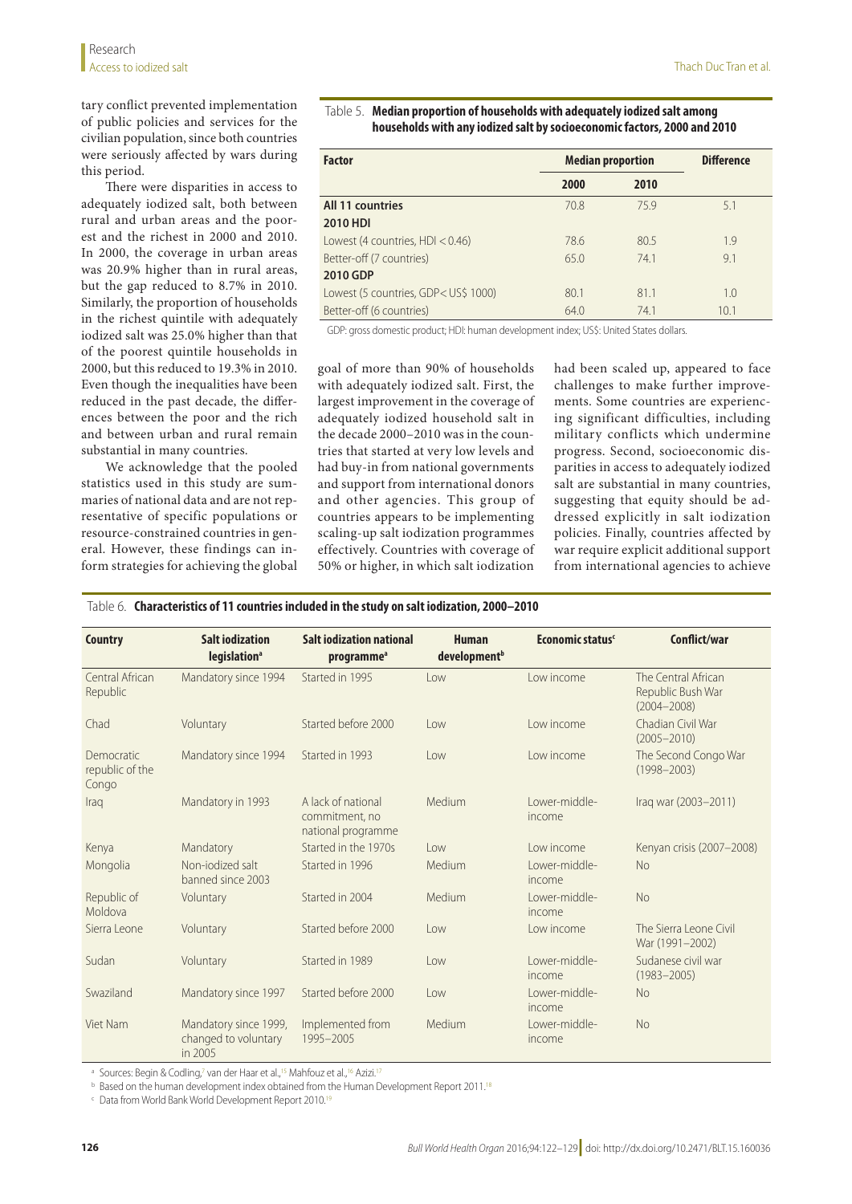tary conflict prevented implementation of public policies and services for the civilian population, since both countries were seriously affected by wars during this period.

There were disparities in access to adequately iodized salt, both between rural and urban areas and the poorest and the richest in 2000 and 2010. In 2000, the coverage in urban areas was 20.9% higher than in rural areas, but the gap reduced to 8.7% in 2010. Similarly, the proportion of households in the richest quintile with adequately iodized salt was 25.0% higher than that of the poorest quintile households in 2000, but this reduced to 19.3% in 2010. Even though the inequalities have been reduced in the past decade, the differences between the poor and the rich and between urban and rural remain substantial in many countries.

We acknowledge that the pooled statistics used in this study are summaries of national data and are not representative of specific populations or resource-constrained countries in general. However, these findings can inform strategies for achieving the global goal of more than 90% of households with adequately iodized salt. First, the largest improvement in the coverage of adequately iodized household salt in the decade 2000–2010 was in the countries that started at very low levels and had buy-in from national governments and support from international donors and other agencies. This group of countries appears to be implementing scaling-up salt iodization programmes effectively. Countries with coverage of 50% or higher, in which salt iodization had been scaled up, appeared to face challenges to make further improvements. Some countries are experiencing significant difficulties, including military conflicts which undermine progress. Second, socioeconomic disparities in access to adequately iodized salt are substantial in many countries, suggesting that equity should be addressed explicitly in salt iodization policies. Finally, countries affected by war require explicit additional support from international agencies to achieve

Table 5. **Median proportion of households with adequately iodized salt among households with any iodized salt by socioeconomic factors, 2000 and 2010**

| Factor | Median proportion | | Difference |
|---|---|---|---|
| | 2000 | 2010 | |
| **All 11 countries** | 70.8 | 75.9 | 5.1 |
| **2010 HDI** | | | |
| Lowest (4 countries, HDI < 0.46) | 78.6 | 80.5 | 1.9 |
| Better-off (7 countries) | 65.0 | 74.1 | 9.1 |
| **2010 GDP** | | | |
| Lowest (5 countries, GDP < US$ 1000) | 80.1 | 81.1 | 1.0 |
| Better-off (6 countries) | 64.0 | 74.1 | 10.1 |

GDP: gross domestic product; HDI: human development index; US$: United States dollars.

Table 6. **Characteristics of 11 countries included in the study on salt iodization, 2000–2010**

| Country | Salt iodization legislation[a] | Salt iodization national programme[a] | Human development[b] | Economic status[c] | Conflict/war |
|---|---|---|---|---|---|
| Central African Republic | Mandatory since 1994 | Started in 1995 | Low | Low income | The Central African Republic Bush War (2004–2008) |
| Chad | Voluntary | Started before 2000 | Low | Low income | Chadian Civil War (2005–2010) |
| Democratic republic of the Congo | Mandatory since 1994 | Started in 1993 | Low | Low income | The Second Congo War (1998–2003) |
| Iraq | Mandatory in 1993 | A lack of national commitment, no national programme | Medium | Lower-middle-income | Iraq war (2003–2011) |
| Kenya | Mandatory | Started in the 1970s | Low | Low income | Kenyan crisis (2007–2008) |
| Mongolia | Non-iodized salt banned since 2003 | Started in 1996 | Medium | Lower-middle-income | No |
| Republic of Moldova | Voluntary | Started in 2004 | Medium | Lower-middle-income | No |
| Sierra Leone | Voluntary | Started before 2000 | Low | Low income | The Sierra Leone Civil War (1991–2002) |
| Sudan | Voluntary | Started in 1989 | Low | Lower-middle-income | Sudanese civil war (1983–2005) |
| Swaziland | Mandatory since 1997 | Started before 2000 | Low | Lower-middle-income | No |
| Viet Nam | Mandatory since 1999, changed to voluntary in 2005 | Implemented from 1995–2005 | Medium | Lower-middle-income | No |

[a] Sources: Begin & Codling,[7] van der Haar et al.,[15] Mahfouz et al.,[16] Azizi.[17]

[b] Based on the human development index obtained from the Human Development Report 2011.[18]

[c] Data from World Bank World Development Report 2010.[19]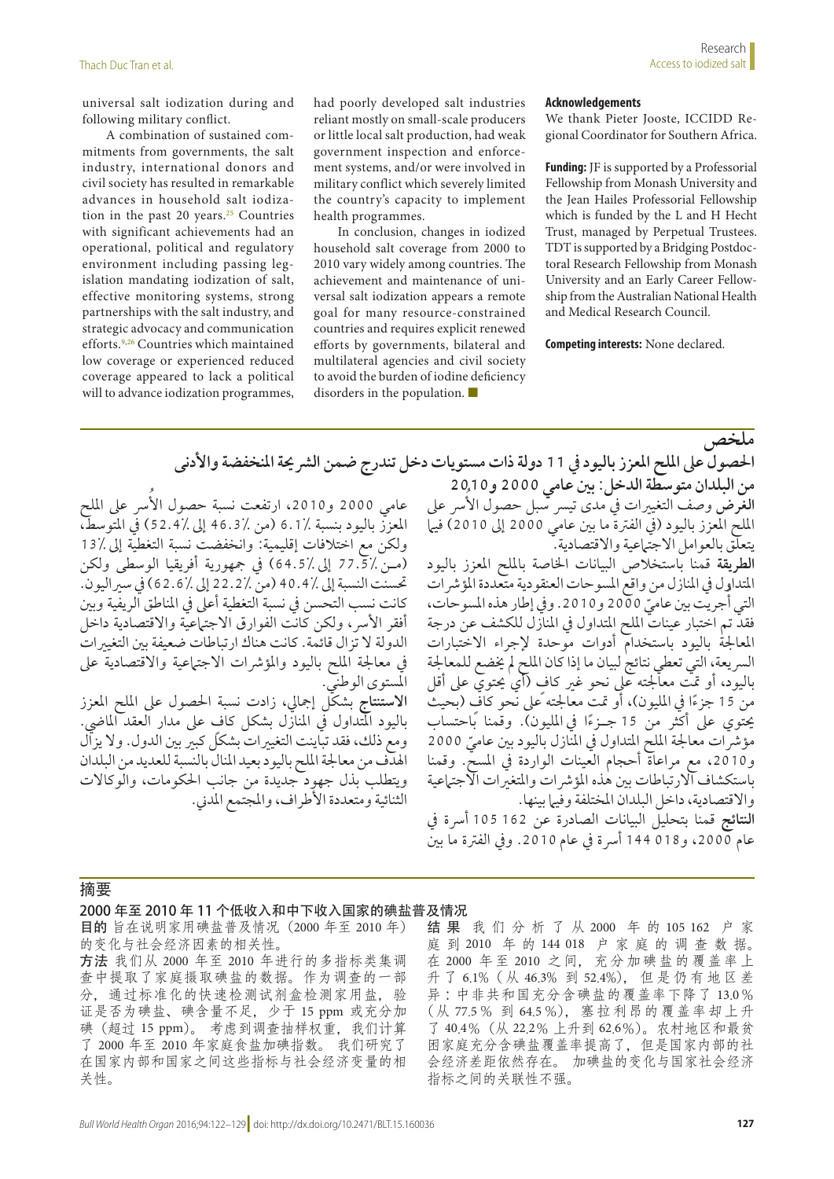universal salt iodization during and following military conflict.

A combination of sustained commitments from governments, the salt industry, international donors and civil society has resulted in remarkable advances in household salt iodization in the past 20 years.[25] Countries with significant achievements had an operational, political and regulatory environment including passing legislation mandating iodization of salt, effective monitoring systems, strong partnerships with the salt industry, and strategic advocacy and communication efforts.[9,26] Countries which maintained low coverage or experienced reduced coverage appeared to lack a political will to advance iodization programmes, had poorly developed salt industries reliant mostly on small-scale producers or little local salt production, had weak government inspection and enforcement systems, and/or were involved in military conflict which severely limited the country's capacity to implement health programmes.

In conclusion, changes in iodized household salt coverage from 2000 to 2010 vary widely among countries. The achievement and maintenance of universal salt iodization appears a remote goal for many resource-constrained countries and requires explicit renewed efforts by governments, bilateral and multilateral agencies and civil society to avoid the burden of iodine deficiency disorders in the population. ■

#### Acknowledgements

We thank Pieter Jooste, ICCIDD Regional Coordinator for Southern Africa.

**Funding:** JF is supported by a Professorial Fellowship from Monash University and the Jean Hailes Professorial Fellowship which is funded by the L and H Hecht Trust, managed by Perpetual Trustees. TDT is supported by a Bridging Postdoctoral Research Fellowship from Monash University and an Early Career Fellowship from the Australian National Health and Medical Research Council.

**Competing interests:** None declared.

## ملخص

### الحصول على الملح المعزز باليود في 11 دولة ذات مستويات دخل تندرج ضمن الشريحة المنخفضة والأدنى من البلدان متوسطة الدخل: بين عامي 2000 و2010

**الغرض** وصف التغييرات في مدى تيسر سبل حصول الأسر على الملح المعزز باليود (في الفترة ما بين عامي 2000 إلى 2010) فيما يتعلق بالعوامل الاجتماعية والاقتصادية.

**الطريقة** قمنا باستخلاص البيانات الخاصة بالملح المعزز باليود المتداول في المنازل من واقع المسوحات العنقودية متعددة المؤشرات التي أجريت بين عاميّ 2000 و2010. وفي إطار هذه المسوحات، فقد تم اختبار عينات الملح المتداول في المنازل للكشف عن درجة المعالجة باليود باستخدام أدوات موحدة لإجراء الاختبارات السريعة، التي تعطي نتائج لبيان ما إذا كان الملح لم يخضع للمعالجة باليود، أو تمت معالجته على نحو غير كاف (أي يحتوي على أقل من 15 جزءًا في المليون)، أو تمت معالجته على نحو كاف (بحيث يحتوي على أكثر من 15 جزءًا في المليون). وقمنا باحتساب مؤشرات معالجة الملح المتداول في المنازل باليود بين عاميّ 2000 و2010، مع مراعاة أحجام العينات الواردة في المسح. وقمنا باستكشاف الارتباطات بين هذه المؤشرات والمتغيرات الاجتماعية والاقتصادية، داخل البلدان المختلفة وفيما بينها.

**النتائج** قمنا بتحليل البيانات الصادرة عن 162 105 أسرة في عام 2000، و018 144 أسرة في عام 2010. وفي الفترة ما بين عامي 2000 و2010، ارتفعت نسبة حصول الأُسر على الملح المعزز باليود بنسبة 6.1٪ (من 46.3٪ إلى 52.4٪) في المتوسط، ولكن مع اختلافات إقليمية: وانخفضت نسبة التغطية إلى 13٪ (من 77.5٪ إلى 64.5٪) في جمهورية أفريقيا الوسطى ولكن تحسنت النسبة إلى 40.4٪ (من 22.2٪ إلى 62.6٪) في سيراليون. كانت نسب التحسن في نسبة التغطية أعلى في المناطق الريفية وبين أفقر الأسر، ولكن كانت الفوارق الاجتماعية والاقتصادية داخل الدولة لا تزال قائمة. كانت هناك ارتباطات ضعيفة بين التغييرات في معالجة الملح باليود والمؤشرات الاجتماعية والاقتصادية على المستوى الوطني.

**الاستنتاج** بشكل إجمالي، زادت نسبة الحصول على الملح المعزز باليود المتداول في المنازل بشكل كاف على مدار العقد الماضي. ومع ذلك، فقد تباينت التغييرات بشكلٍ كبير بين الدول. ولا يزال الهدف من معالجة الملح باليود بعيد المنال بالنسبة للعديد من البلدان ويتطلب بذل جهود جديدة من جانب الحكومات، والوكالات الثنائية ومتعددة الأطراف، والمجتمع المدني.

## 摘要

### 2000 年至 2010 年 11 个低收入和中下收入国家的碘盐普及情况

**目的** 旨在说明家用碘盐普及情况（2000 年至 2010 年）的变化与社会经济因素的相关性。

**方法** 我们从 2000 年至 2010 年进行的多指标类集调查中提取了家庭摄取碘盐的数据。作为调查的一部分，通过标准化的快速检测试剂盒检测家用盐，验证是否为碘盐、碘含量不足，少于 15 ppm 或充分加碘（超过 15 ppm）。考虑到调查抽样权重，我们计算了 2000 年至 2010 年家庭食盐加碘指数。我们研究了在国家内部和国家之间这些指标与社会经济变量的相关性。

**结果** 我们分析了从 2000 年的 105 162 户家庭到 2010 年的 144 018 户家庭的调查数据。在 2000 年至 2010 之间，充分加碘盐的覆盖率上升了 6.1%（从 46.3% 到 52.4%），但是仍有地区差异：中非共和国充分含碘盐的覆盖率下降了 13.0%（从 77.5% 到 64.5%），塞拉利昂的覆盖率却上升了 40.4%（从 22.2% 上升到 62.6%）。农村地区和最贫困家庭充分含碘盐覆盖率提高了，但是国家内部的社会经济差距依然存在。加碘盐的变化与国家社会经济指标之间的关联性不强。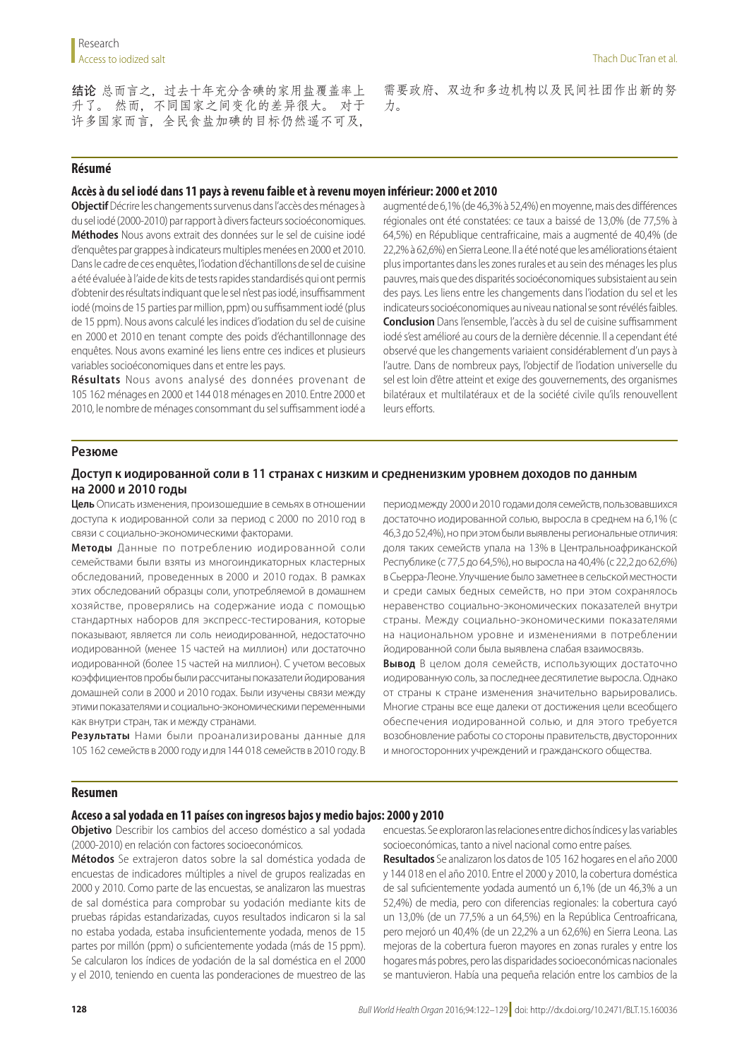**结论** 总而言之，过去十年充分含碘的家用盐覆盖率上升了。然而，不同国家之间变化的差异很大。对于许多国家而言，全民食盐加碘的目标仍然遥不可及，需要政府、双边和多边机构以及民间社团作出新的努力。

## Résumé

### Accès à du sel iodé dans 11 pays à revenu faible et à revenu moyen inférieur: 2000 et 2010

**Objectif** Décrire les changements survenus dans l'accès des ménages à du sel iodé (2000-2010) par rapport à divers facteurs socioéconomiques.

**Méthodes** Nous avons extrait des données sur le sel de cuisine iodé d'enquêtes par grappes à indicateurs multiples menées en 2000 et 2010. Dans le cadre de ces enquêtes, l'iodation d'échantillons de sel de cuisine a été évaluée à l'aide de kits de tests rapides standardisés qui ont permis d'obtenir des résultats indiquant que le sel n'est pas iodé, insuffisamment iodé (moins de 15 parties par million, ppm) ou suffisamment iodé (plus de 15 ppm). Nous avons calculé les indices d'iodation du sel de cuisine en 2000 et 2010 en tenant compte des poids d'échantillonnage des enquêtes. Nous avons examiné les liens entre ces indices et plusieurs variables socioéconomiques dans et entre les pays.

**Résultats** Nous avons analysé des données provenant de 105 162 ménages en 2000 et 144 018 ménages en 2010. Entre 2000 et 2010, le nombre de ménages consommant du sel suffisamment iodé a augmenté de 6,1% (de 46,3% à 52,4%) en moyenne, mais des différences régionales ont été constatées: ce taux a baissé de 13,0% (de 77,5% à 64,5%) en République centrafricaine, mais a augmenté de 40,4% (de 22,2% à 62,6%) en Sierra Leone. Il a été noté que les améliorations étaient plus importantes dans les zones rurales et au sein des ménages les plus pauvres, mais que des disparités socioéconomiques subsistaient au sein des pays. Les liens entre les changements dans l'iodation du sel et les indicateurs socioéconomiques au niveau national se sont révélés faibles.

**Conclusion** Dans l'ensemble, l'accès à du sel de cuisine suffisamment iodé s'est amélioré au cours de la dernière décennie. Il a cependant été observé que les changements variaient considérablement d'un pays à l'autre. Dans de nombreux pays, l'objectif de l'iodation universelle du sel est loin d'être atteint et exige des gouvernements, des organismes bilatéraux et multilatéraux et de la société civile qu'ils renouvellent leurs efforts.

## Резюме

### Доступ к иодированной соли в 11 странах с низким и средненизким уровнем доходов по данным на 2000 и 2010 годы

**Цель** Описать изменения, произошедшие в семьях в отношении доступа к иодированной соли за период с 2000 по 2010 год в связи с социально-экономическими факторами.

**Методы** Данные по потреблению иодированной соли семействами были взяты из многоиндикаторных кластерных обследований, проведенных в 2000 и 2010 годах. В рамках этих обследований образцы соли, употребляемой в домашнем хозяйстве, проверялись на содержание иода с помощью стандартных наборов для экспресс-тестирования, которые показывают, является ли соль неиодированной, недостаточно иодированной (менее 15 частей на миллион) или достаточно иодированной (более 15 частей на миллион). С учетом весовых коэффициентов пробы были рассчитаны показатели йодирования домашней соли в 2000 и 2010 годах. Были изучены связи между этими показателями и социально-экономическими переменными как внутри стран, так и между странами.

**Результаты** Нами были проанализированы данные для 105 162 семейств в 2000 году и для 144 018 семейств в 2010 году. В период между 2000 и 2010 годами доля семейств, пользовавшихся достаточно иодированной солью, выросла в среднем на 6,1% (с 46,3 до 52,4%), но при этом были выявлены региональные отличия: доля таких семейств упала на 13% в Центральноафриканской Республике (с 77,5 до 64,5%), но выросла на 40,4% (с 22,2 до 62,6%) в Сьерра-Леоне. Улучшение было заметнее в сельской местности и среди самых бедных семейств, но при этом сохранялось неравенство социально-экономических показателей внутри страны. Между социально-экономическими показателями на национальном уровне и изменениями в потреблении йодированной соли была выявлена слабая взаимосвязь.

**Вывод** В целом доля семейств, использующих достаточно иодированную соль, за последнее десятилетие выросла. Однако от страны к стране изменения значительно варьировались. Многие страны все еще далеки от достижения цели всеобщего обеспечения иодированной солью, и для этого требуется возобновление работы со стороны правительств, двусторонних и многосторонних учреждений и гражданского общества.

## Resumen

### Acceso a sal yodada en 11 países con ingresos bajos y medio bajos: 2000 y 2010

**Objetivo** Describir los cambios del acceso doméstico a sal yodada (2000-2010) en relación con factores socioeconómicos.

**Métodos** Se extrajeron datos sobre la sal doméstica yodada de encuestas de indicadores múltiples a nivel de grupos realizadas en 2000 y 2010. Como parte de las encuestas, se analizaron las muestras de sal doméstica para comprobar su yodación mediante kits de pruebas rápidas estandarizadas, cuyos resultados indicaron si la sal no estaba yodada, estaba insuficientemente yodada, menos de 15 partes por millón (ppm) o suficientemente yodada (más de 15 ppm). Se calcularon los índices de yodación de la sal doméstica en el 2000 y el 2010, teniendo en cuenta las ponderaciones de muestreo de las encuestas. Se exploraron las relaciones entre dichos índices y las variables socioeconómicas, tanto a nivel nacional como entre países.

**Resultados** Se analizaron los datos de 105 162 hogares en el año 2000 y 144 018 en el año 2010. Entre el 2000 y 2010, la cobertura doméstica de sal suficientemente yodada aumentó un 6,1% (de un 46,3% a un 52,4%) de media, pero con diferencias regionales: la cobertura cayó un 13,0% (de un 77,5% a un 64,5%) en la República Centroafricana, pero mejoró un 40,4% (de un 22,2% a un 62,6%) en Sierra Leona. Las mejoras de la cobertura fueron mayores en zonas rurales y entre los hogares más pobres, pero las disparidades socioeconómicas nacionales se mantuvieron. Había una pequeña relación entre los cambios de la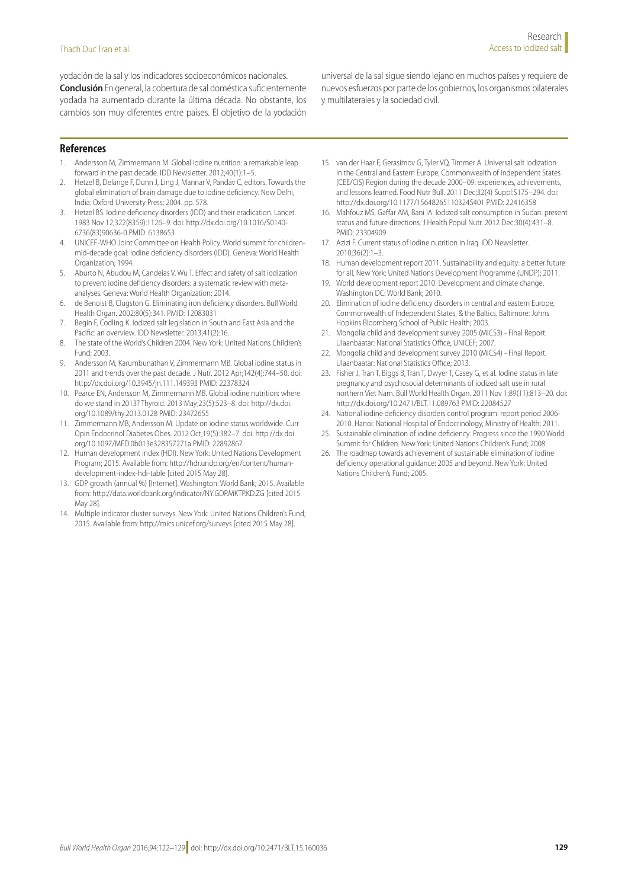yodación de la sal y los indicadores socioeconómicos nacionales.

**Conclusión** En general, la cobertura de sal doméstica suficientemente yodada ha aumentado durante la última década. No obstante, los cambios son muy diferentes entre países. El objetivo de la yodación universal de la sal sigue siendo lejano en muchos países y requiere de nuevos esfuerzos por parte de los gobiernos, los organismos bilaterales y multilaterales y la sociedad civil.

## References

1. Andersson M, Zimmermann M. Global iodine nutrition: a remarkable leap forward in the past decade. IDD Newsletter. 2012;40(1):1–5.
2. Hetzel B, Delange F, Dunn J, Ling J, Mannar V, Pandav C, editors. Towards the global elimination of brain damage due to iodine deficiency. New Delhi, India: Oxford University Press; 2004. pp. 578.
3. Hetzel BS. Iodine deficiency disorders (IDD) and their eradication. Lancet. 1983 Nov 12;322(8359):1126–9. doi: http://dx.doi.org/10.1016/S0140-6736(83)90636-0 PMID: 6138653
4. UNICEF-WHO Joint Committee on Health Policy. World summit for children-mid-decade goal: iodine deficiency disorders (IDD). Geneva: World Health Organization; 1994.
5. Aburto N, Abudou M, Candeias V, Wu T. Effect and safety of salt iodization to prevent iodine deficiency disorders: a systematic review with meta-analyses. Geneva: World Health Organization; 2014.
6. de Benoist B, Clugston G. Eliminating iron deficiency disorders. Bull World Health Organ. 2002;80(5):341. PMID: 12083031
7. Begin F, Codling K. Iodized salt legislation in South and East Asia and the Pacific: an overview. IDD Newsletter. 2013;41(2):16.
8. The state of the World's Children 2004. New York: United Nations Children's Fund; 2003.
9. Andersson M, Karumbunathan V, Zimmermann MB. Global iodine status in 2011 and trends over the past decade. J Nutr. 2012 Apr;142(4):744–50. doi: http://dx.doi.org/10.3945/jn.111.149393 PMID: 22378324
10. Pearce EN, Andersson M, Zimmermann MB. Global iodine nutrition: where do we stand in 2013? Thyroid. 2013 May;23(5):523–8. doi: http://dx.doi.org/10.1089/thy.2013.0128 PMID: 23472655
11. Zimmermann MB, Andersson M. Update on iodine status worldwide. Curr Opin Endocrinol Diabetes Obes. 2012 Oct;19(5):382–7. doi: http://dx.doi.org/10.1097/MED.0b013e328357271a PMID: 22892867
12. Human development index (HDI). New York: United Nations Development Program; 2015. Available from: http://hdr.undp.org/en/content/human-development-index-hdi-table [cited 2015 May 28].
13. GDP growth (annual %) [Internet]. Washington: World Bank; 2015. Available from: http://data.worldbank.org/indicator/NY.GDP.MKTP.KD.ZG [cited 2015 May 28].
14. Multiple indicator cluster surveys. New York: United Nations Children's Fund; 2015. Available from: http://mics.unicef.org/surveys [cited 2015 May 28].
15. van der Haar F, Gerasimov G, Tyler VQ, Timmer A. Universal salt iodization in the Central and Eastern Europe, Commonwealth of Independent States (CEE/CIS) Region during the decade 2000–09: experiences, achievements, and lessons learned. Food Nutr Bull. 2011 Dec;32(4) Suppl:S175–294. doi: http://dx.doi.org/10.1177/15648265110324S401 PMID: 22416358
16. Mahfouz MS, Gaffar AM, Bani IA. Iodized salt consumption in Sudan: present status and future directions. J Health Popul Nutr. 2012 Dec;30(4):431–8. PMID: 23304909
17. Azizi F. Current status of iodine nutrition in Iraq. IDD Newsletter. 2010;36(2):1–3.
18. Human development report 2011. Sustainability and equity: a better future for all. New York: United Nations Development Programme (UNDP); 2011.
19. World development report 2010: Development and climate change. Washington DC: World Bank; 2010.
20. Elimination of iodine deficiency disorders in central and eastern Europe, Commonwealth of Independent States, & the Baltics. Baltimore: Johns Hopkins Bloomberg School of Public Health; 2003.
21. Mongolia child and development survey 2005 (MICS3) - Final Report. Ulaanbaatar: National Statistics Office, UNICEF; 2007.
22. Mongolia child and development survey 2010 (MICS4) - Final Report. Ulaanbaatar: National Statistics Office; 2013.
23. Fisher J, Tran T, Biggs B, Tran T, Dwyer T, Casey G, et al. Iodine status in late pregnancy and psychosocial determinants of iodized salt use in rural northern Viet Nam. Bull World Health Organ. 2011 Nov 1;89(11):813–20. doi: http://dx.doi.org/10.2471/BLT.11.089763 PMID: 22084527
24. National iodine deficiency disorders control program: report period 2006-2010. Hanoi: National Hospital of Endocrinology, Ministry of Health; 2011.
25. Sustainable elimination of iodine deficiency: Progress since the 1990 World Summit for Children. New York: United Nations Children's Fund; 2008.
26. The roadmap towards achievement of sustainable elimination of iodine deficiency operational guidance: 2005 and beyond. New York: United Nations Children's Fund; 2005.